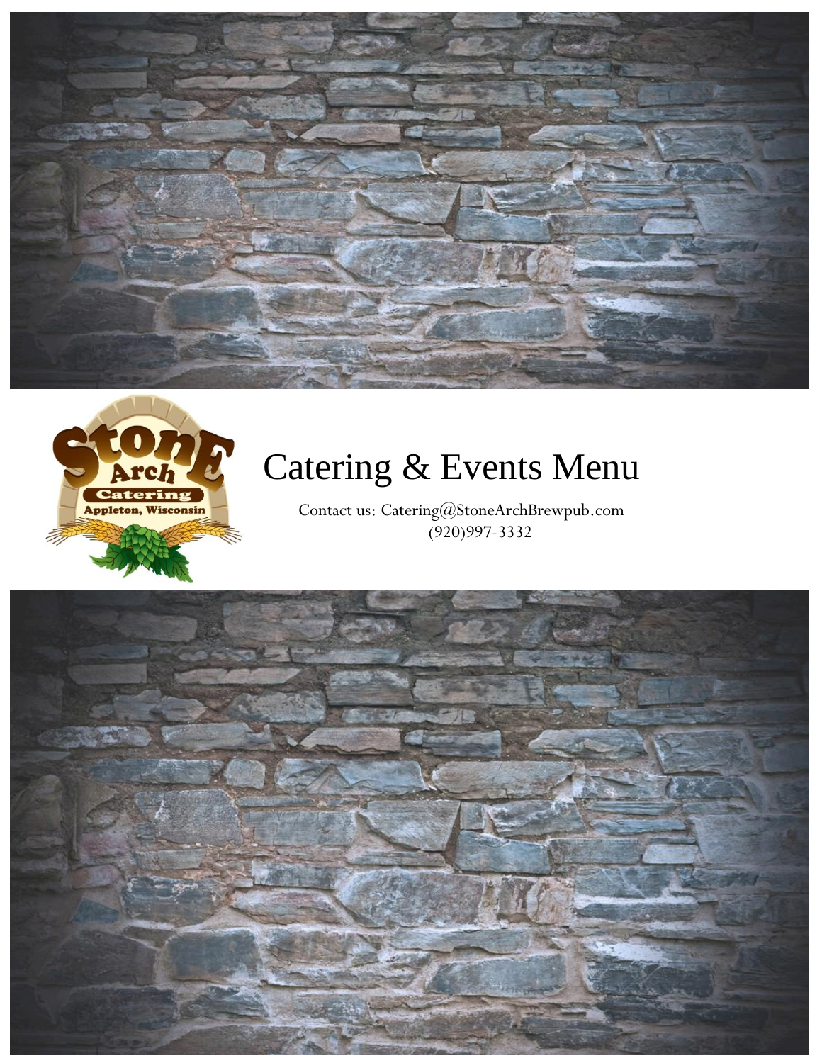# Catering & Events Menu

Contact us: Catering@StoneArchBrewpub.com
(920)997-3332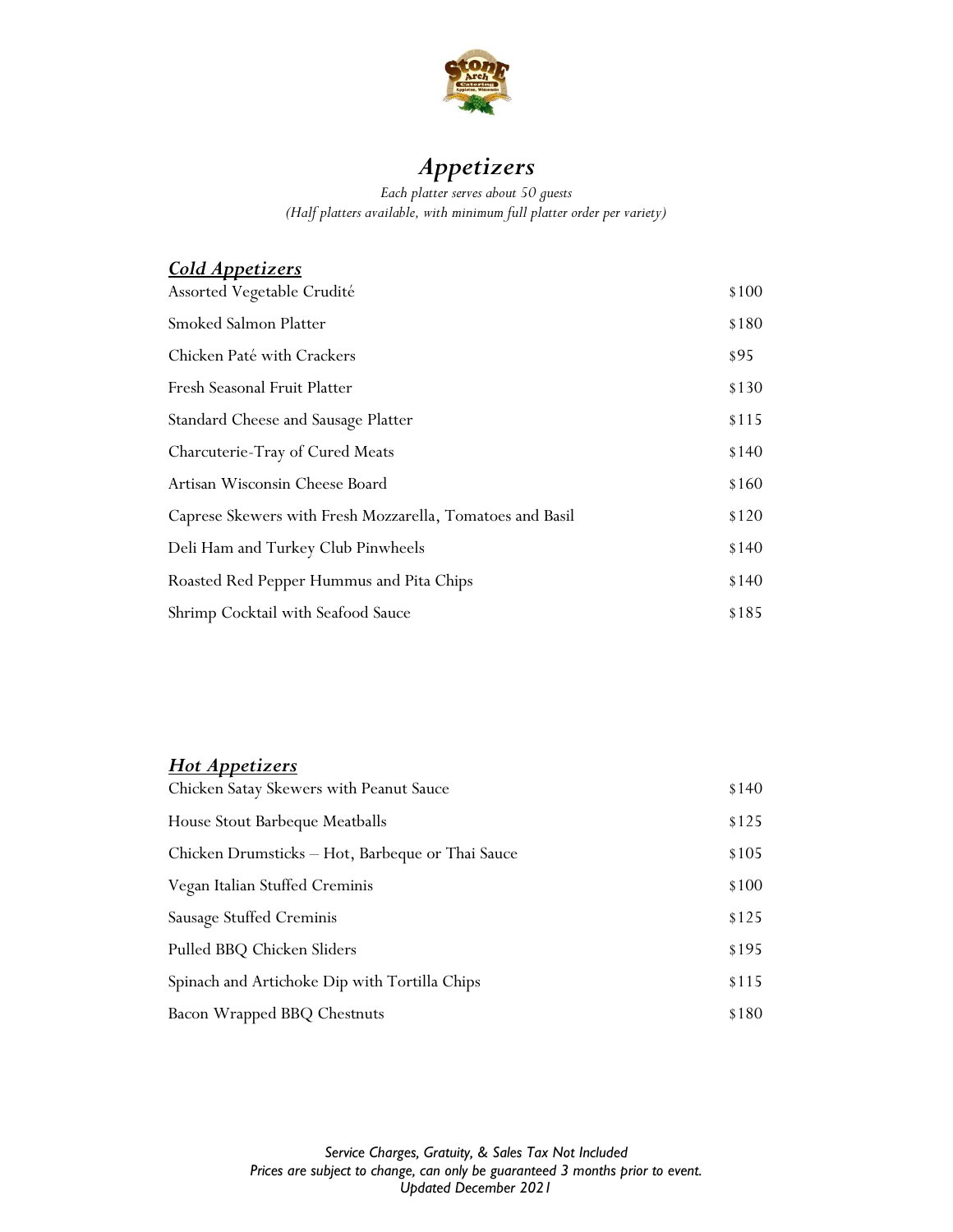# *Appetizers*

*Each platter serves about 50 guests*
*(Half platters available, with minimum full platter order per variety)*

## ***Cold Appetizers***

| | |
|---|---|
| Assorted Vegetable Crudité | \$100 |
| Smoked Salmon Platter | \$180 |
| Chicken Paté with Crackers | \$95 |
| Fresh Seasonal Fruit Platter | \$130 |
| Standard Cheese and Sausage Platter | \$115 |
| Charcuterie-Tray of Cured Meats | \$140 |
| Artisan Wisconsin Cheese Board | \$160 |
| Caprese Skewers with Fresh Mozzarella, Tomatoes and Basil | \$120 |
| Deli Ham and Turkey Club Pinwheels | \$140 |
| Roasted Red Pepper Hummus and Pita Chips | \$140 |
| Shrimp Cocktail with Seafood Sauce | \$185 |

## ***Hot Appetizers***

| | |
|---|---|
| Chicken Satay Skewers with Peanut Sauce | \$140 |
| House Stout Barbeque Meatballs | \$125 |
| Chicken Drumsticks – Hot, Barbeque or Thai Sauce | \$105 |
| Vegan Italian Stuffed Creminis | \$100 |
| Sausage Stuffed Creminis | \$125 |
| Pulled BBQ Chicken Sliders | \$195 |
| Spinach and Artichoke Dip with Tortilla Chips | \$115 |
| Bacon Wrapped BBQ Chestnuts | \$180 |

*Service Charges, Gratuity, & Sales Tax Not Included*
*Prices are subject to change, can only be guaranteed 3 months prior to event.*
*Updated December 2021*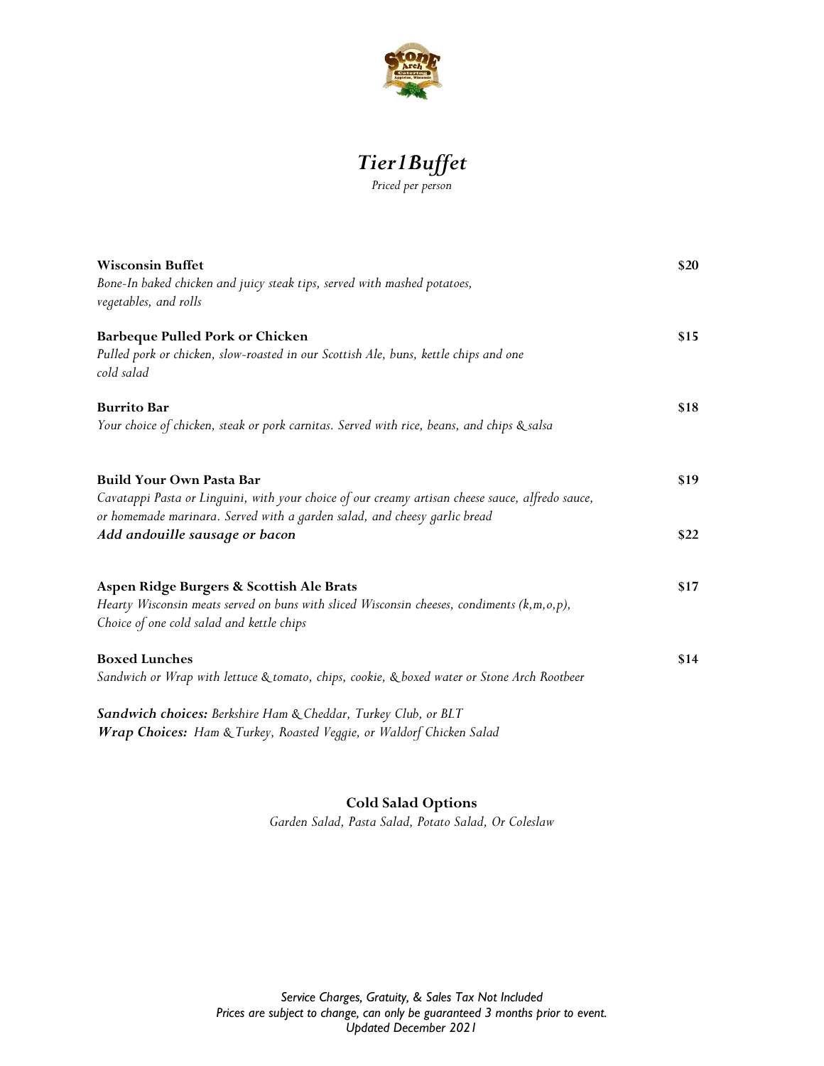# *Tier1Buffet*

*Priced per person*

**Wisconsin Buffet** — **$20**
*Bone-In baked chicken and juicy steak tips, served with mashed potatoes, vegetables, and rolls*

**Barbeque Pulled Pork or Chicken** — **$15**
*Pulled pork or chicken, slow-roasted in our Scottish Ale, buns, kettle chips and one cold salad*

**Burrito Bar** — **$18**
*Your choice of chicken, steak or pork carnitas. Served with rice, beans, and chips & salsa*

**Build Your Own Pasta Bar** — **$19**
*Cavatappi Pasta or Linguini, with your choice of our creamy artisan cheese sauce, alfredo sauce, or homemade marinara. Served with a garden salad, and cheesy garlic bread*
***Add andouille sausage or bacon*** — **$22**

**Aspen Ridge Burgers & Scottish Ale Brats** — **$17**
*Hearty Wisconsin meats served on buns with sliced Wisconsin cheeses, condiments (k,m,o,p), Choice of one cold salad and kettle chips*

**Boxed Lunches** — **$14**
*Sandwich or Wrap with lettuce & tomato, chips, cookie, & boxed water or Stone Arch Rootbeer*

***Sandwich choices:*** *Berkshire Ham & Cheddar, Turkey Club, or BLT*
***Wrap Choices:*** *Ham & Turkey, Roasted Veggie, or Waldorf Chicken Salad*

**Cold Salad Options**

*Garden Salad, Pasta Salad, Potato Salad, Or Coleslaw*

*Service Charges, Gratuity, & Sales Tax Not Included*
*Prices are subject to change, can only be guaranteed 3 months prior to event.*
*Updated December 2021*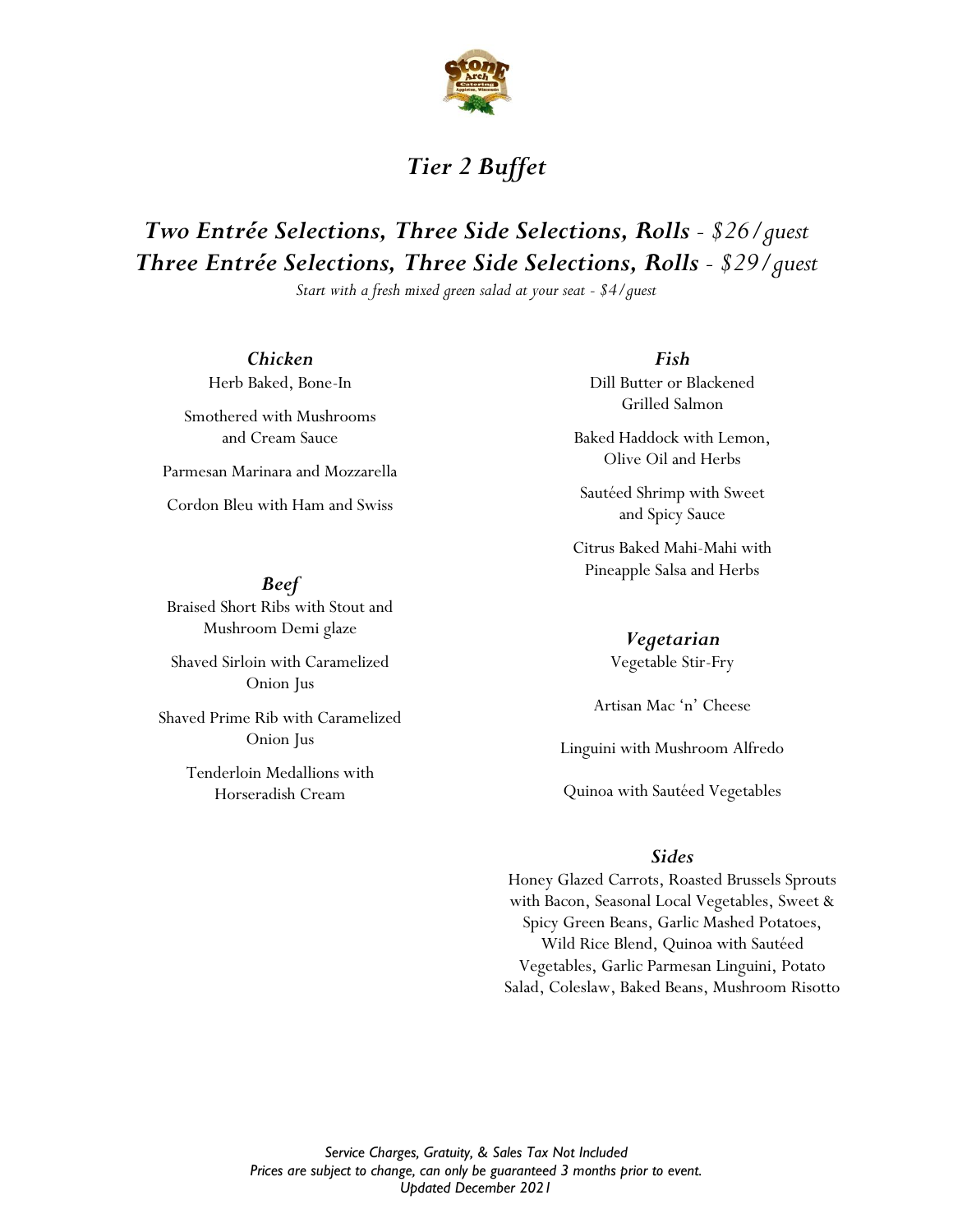# *Tier 2 Buffet*

## ***Two Entrée Selections, Three Side Selections, Rolls*** *- $26/guest*
## ***Three Entrée Selections, Three Side Selections, Rolls*** *- $29/guest*

*Start with a fresh mixed green salad at your seat - $4/guest*

### *Chicken*

Herb Baked, Bone-In

Smothered with Mushrooms and Cream Sauce

Parmesan Marinara and Mozzarella

Cordon Bleu with Ham and Swiss

### *Beef*

Braised Short Ribs with Stout and Mushroom Demi glaze

Shaved Sirloin with Caramelized Onion Jus

Shaved Prime Rib with Caramelized Onion Jus

Tenderloin Medallions with Horseradish Cream

### *Fish*

Dill Butter or Blackened Grilled Salmon

Baked Haddock with Lemon, Olive Oil and Herbs

Sautéed Shrimp with Sweet and Spicy Sauce

Citrus Baked Mahi-Mahi with Pineapple Salsa and Herbs

### *Vegetarian*

Vegetable Stir-Fry

Artisan Mac 'n' Cheese

Linguini with Mushroom Alfredo

Quinoa with Sautéed Vegetables

### *Sides*

Honey Glazed Carrots, Roasted Brussels Sprouts with Bacon, Seasonal Local Vegetables, Sweet & Spicy Green Beans, Garlic Mashed Potatoes, Wild Rice Blend, Quinoa with Sautéed Vegetables, Garlic Parmesan Linguini, Potato Salad, Coleslaw, Baked Beans, Mushroom Risotto

*Service Charges, Gratuity, & Sales Tax Not Included*
*Prices are subject to change, can only be guaranteed 3 months prior to event.*
*Updated December 2021*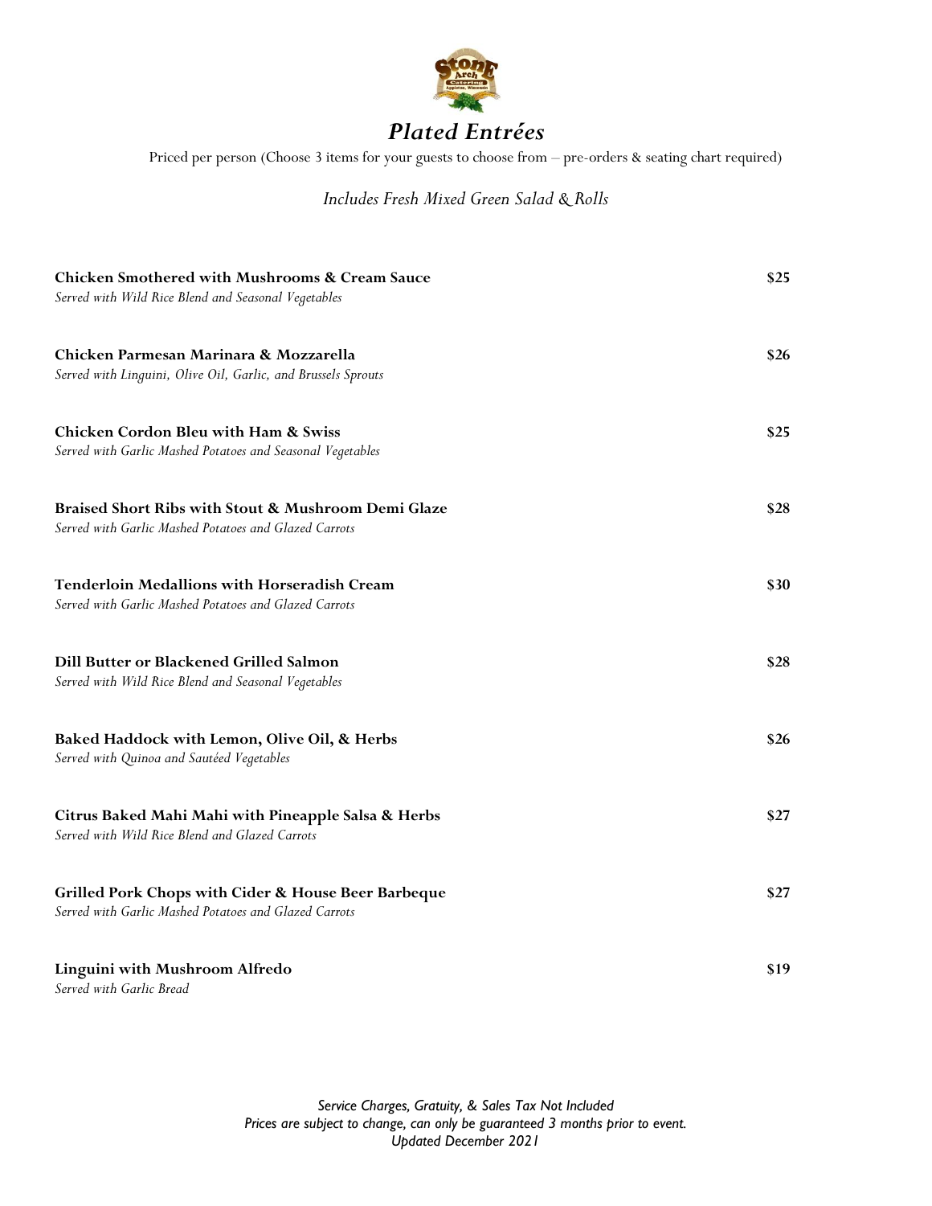# *Plated Entrées*

Priced per person (Choose 3 items for your guests to choose from – pre-orders & seating chart required)

*Includes Fresh Mixed Green Salad & Rolls*

**Chicken Smothered with Mushrooms & Cream Sauce** **$25**
*Served with Wild Rice Blend and Seasonal Vegetables*

**Chicken Parmesan Marinara & Mozzarella** **$26**
*Served with Linguini, Olive Oil, Garlic, and Brussels Sprouts*

**Chicken Cordon Bleu with Ham & Swiss** **$25**
*Served with Garlic Mashed Potatoes and Seasonal Vegetables*

**Braised Short Ribs with Stout & Mushroom Demi Glaze** **$28**
*Served with Garlic Mashed Potatoes and Glazed Carrots*

**Tenderloin Medallions with Horseradish Cream** **$30**
*Served with Garlic Mashed Potatoes and Glazed Carrots*

**Dill Butter or Blackened Grilled Salmon** **$28**
*Served with Wild Rice Blend and Seasonal Vegetables*

**Baked Haddock with Lemon, Olive Oil, & Herbs** **$26**
*Served with Quinoa and Sautéed Vegetables*

**Citrus Baked Mahi Mahi with Pineapple Salsa & Herbs** **$27**
*Served with Wild Rice Blend and Glazed Carrots*

**Grilled Pork Chops with Cider & House Beer Barbeque** **$27**
*Served with Garlic Mashed Potatoes and Glazed Carrots*

**Linguini with Mushroom Alfredo** **$19**
*Served with Garlic Bread*

*Service Charges, Gratuity, & Sales Tax Not Included*
*Prices are subject to change, can only be guaranteed 3 months prior to event.*
*Updated December 2021*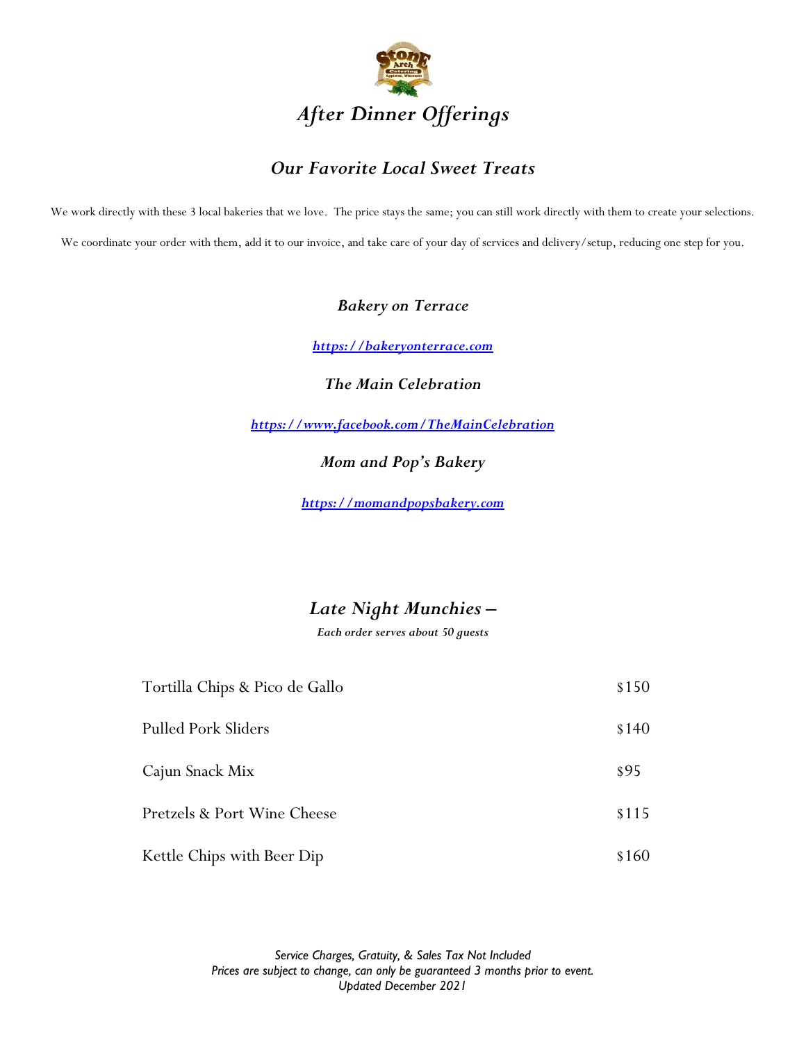# *After Dinner Offerings*

## *Our Favorite Local Sweet Treats*

We work directly with these 3 local bakeries that we love. The price stays the same; you can still work directly with them to create your selections.

We coordinate your order with them, add it to our invoice, and take care of your day of services and delivery/setup, reducing one step for you.

### *Bakery on Terrace*

***https://bakeryonterrace.com***

### *The Main Celebration*

***https://www.facebook.com/TheMainCelebration***

### *Mom and Pop's Bakery*

***https://momandpopsbakery.com***

## *Late Night Munchies –*

***Each order serves about 50 guests***

| | |
|---|---|
| Tortilla Chips & Pico de Gallo | $150 |
| Pulled Pork Sliders | $140 |
| Cajun Snack Mix | $95 |
| Pretzels & Port Wine Cheese | $115 |
| Kettle Chips with Beer Dip | $160 |

*Service Charges, Gratuity, & Sales Tax Not Included*
*Prices are subject to change, can only be guaranteed 3 months prior to event.*
*Updated December 2021*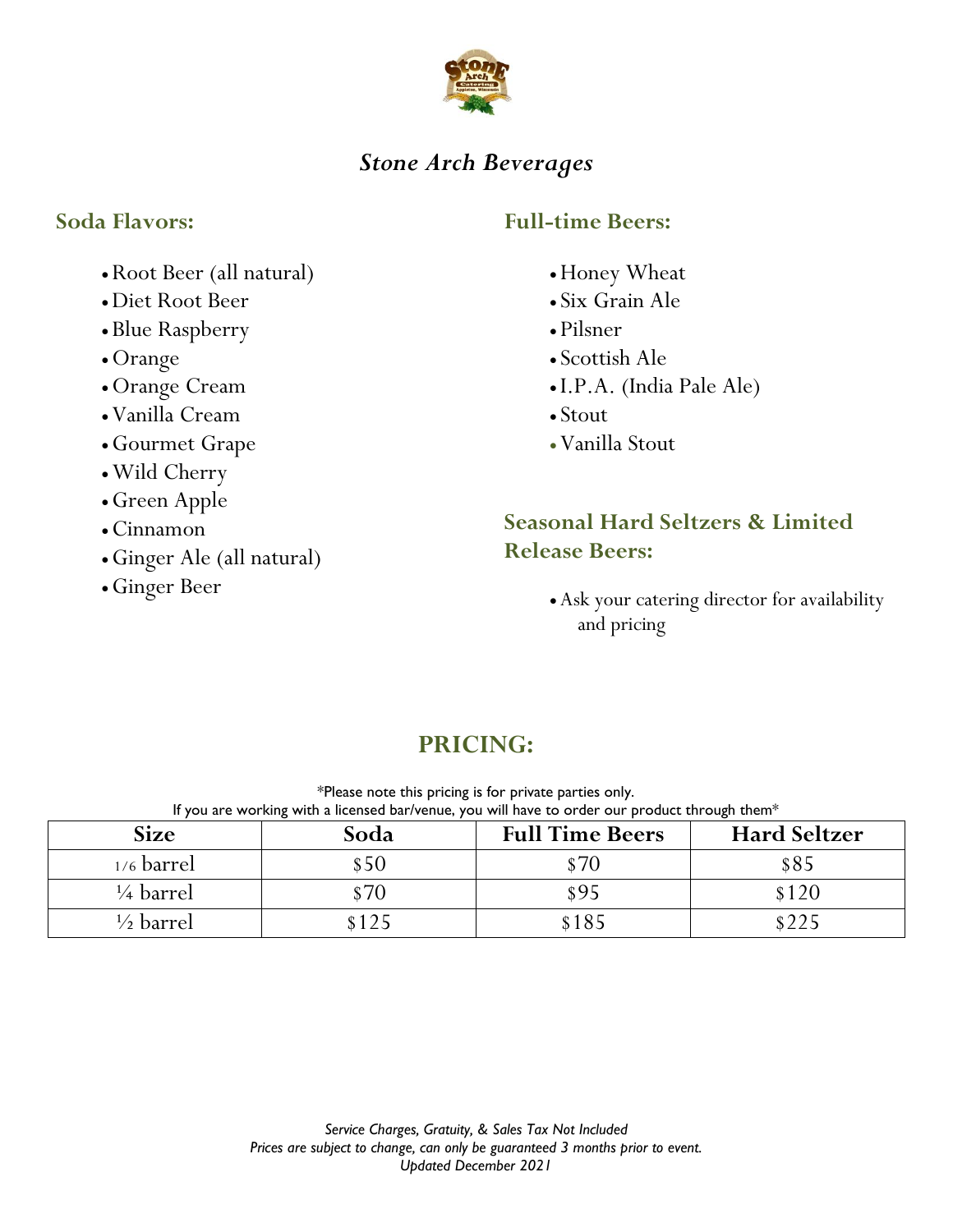# *Stone Arch Beverages*

## Soda Flavors:

- Root Beer (all natural)
- Diet Root Beer
- Blue Raspberry
- Orange
- Orange Cream
- Vanilla Cream
- Gourmet Grape
- Wild Cherry
- Green Apple
- Cinnamon
- Ginger Ale (all natural)
- Ginger Beer

## Full-time Beers:

- Honey Wheat
- Six Grain Ale
- Pilsner
- Scottish Ale
- I.P.A. (India Pale Ale)
- Stout
- Vanilla Stout

## Seasonal Hard Seltzers & Limited Release Beers:

- Ask your catering director for availability and pricing

## PRICING:

*Please note this pricing is for private parties only.
If you are working with a licensed bar/venue, you will have to order our product through them*

| Size | Soda | Full Time Beers | Hard Seltzer |
|---|---|---|---|
| 1/6 barrel | $50 | $70 | $85 |
| ¼ barrel | $70 | $95 | $120 |
| ½ barrel | $125 | $185 | $225 |

*Service Charges, Gratuity, & Sales Tax Not Included*
*Prices are subject to change, can only be guaranteed 3 months prior to event.*
*Updated December 2021*